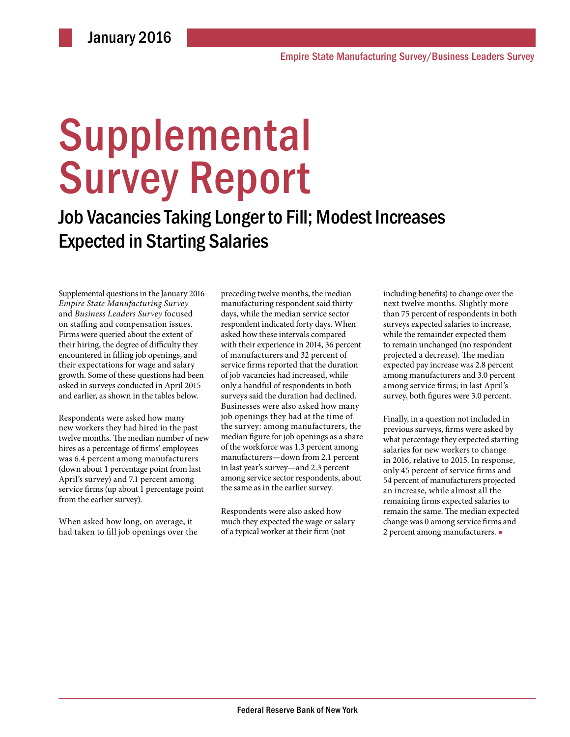January 2016

Empire State Manufacturing Survey/Business Leaders Survey

# Supplemental Survey Report

## Job Vacancies Taking Longer to Fill; Modest Increases Expected in Starting Salaries

Supplemental questions in the January 2016 *Empire State Manufacturing Survey* and *Business Leaders Survey* focused on staffing and compensation issues. Firms were queried about the extent of their hiring, the degree of difficulty they encountered in filling job openings, and their expectations for wage and salary growth. Some of these questions had been asked in surveys conducted in April 2015 and earlier, as shown in the tables below.

Respondents were asked how many new workers they had hired in the past twelve months. The median number of new hires as a percentage of firms' employees was 6.4 percent among manufacturers (down about 1 percentage point from last April's survey) and 7.1 percent among service firms (up about 1 percentage point from the earlier survey).

When asked how long, on average, it had taken to fill job openings over the preceding twelve months, the median manufacturing respondent said thirty days, while the median service sector respondent indicated forty days. When asked how these intervals compared with their experience in 2014, 36 percent of manufacturers and 32 percent of service firms reported that the duration of job vacancies had increased, while only a handful of respondents in both surveys said the duration had declined. Businesses were also asked how many job openings they had at the time of the survey: among manufacturers, the median figure for job openings as a share of the workforce was 1.3 percent among manufacturers—down from 2.1 percent in last year's survey—and 2.3 percent among service sector respondents, about the same as in the earlier survey.

Respondents were also asked how much they expected the wage or salary of a typical worker at their firm (not including benefits) to change over the next twelve months. Slightly more than 75 percent of respondents in both surveys expected salaries to increase, while the remainder expected them to remain unchanged (no respondent projected a decrease). The median expected pay increase was 2.8 percent among manufacturers and 3.0 percent among service firms; in last April's survey, both figures were 3.0 percent.

Finally, in a question not included in previous surveys, firms were asked by what percentage they expected starting salaries for new workers to change in 2016, relative to 2015. In response, only 45 percent of service firms and 54 percent of manufacturers projected an increase, while almost all the remaining firms expected salaries to remain the same. The median expected change was 0 among service firms and 2 percent among manufacturers. ■

Federal Reserve Bank of New York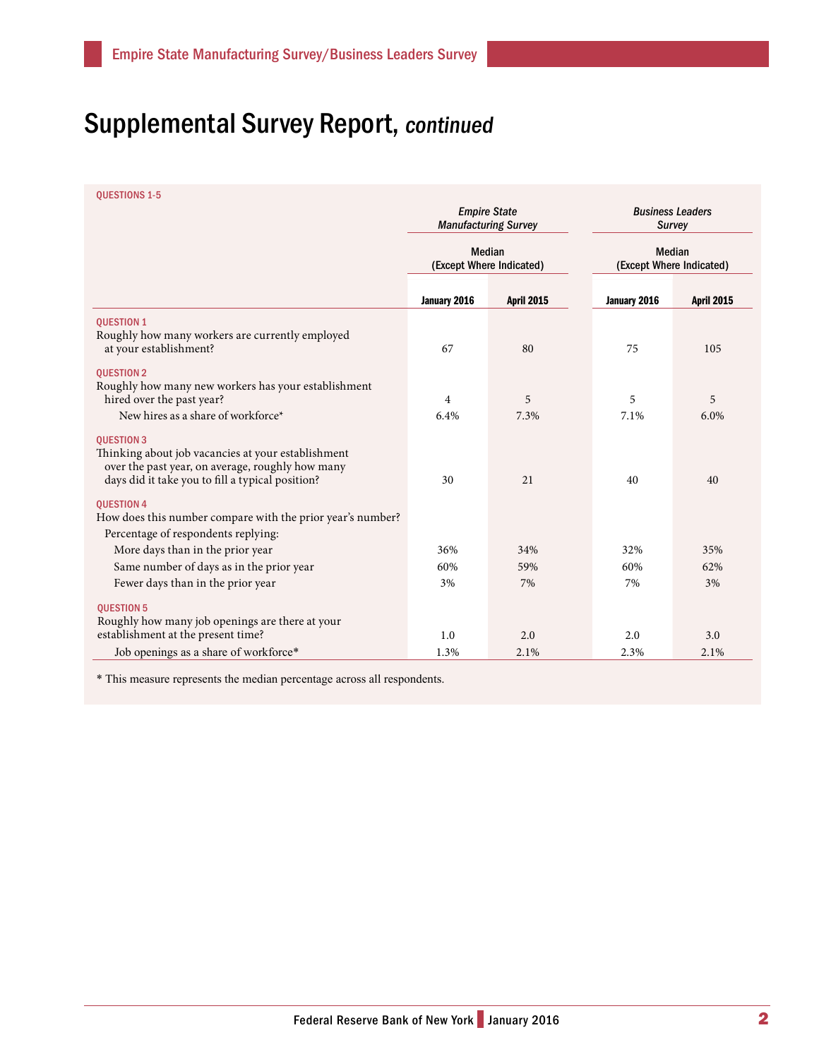# Supplemental Survey Report, *continued*

QUESTIONS 1-5

| | *Empire State Manufacturing Survey* Median (Except Where Indicated) | | *Business Leaders Survey* Median (Except Where Indicated) | |
|---|---|---|---|---|
| | **January 2016** | **April 2015** | **January 2016** | **April 2015** |
| **QUESTION 1** Roughly how many workers are currently employed at your establishment? | 67 | 80 | 75 | 105 |
| **QUESTION 2** Roughly how many new workers has your establishment hired over the past year? | 4 | 5 | 5 | 5 |
| New hires as a share of workforce* | 6.4% | 7.3% | 7.1% | 6.0% |
| **QUESTION 3** Thinking about job vacancies at your establishment over the past year, on average, roughly how many days did it take you to fill a typical position? | 30 | 21 | 40 | 40 |
| **QUESTION 4** How does this number compare with the prior year's number? Percentage of respondents replying: | | | | |
| More days than in the prior year | 36% | 34% | 32% | 35% |
| Same number of days as in the prior year | 60% | 59% | 60% | 62% |
| Fewer days than in the prior year | 3% | 7% | 7% | 3% |
| **QUESTION 5** Roughly how many job openings are there at your establishment at the present time? | 1.0 | 2.0 | 2.0 | 3.0 |
| Job openings as a share of workforce* | 1.3% | 2.1% | 2.3% | 2.1% |

* This measure represents the median percentage across all respondents.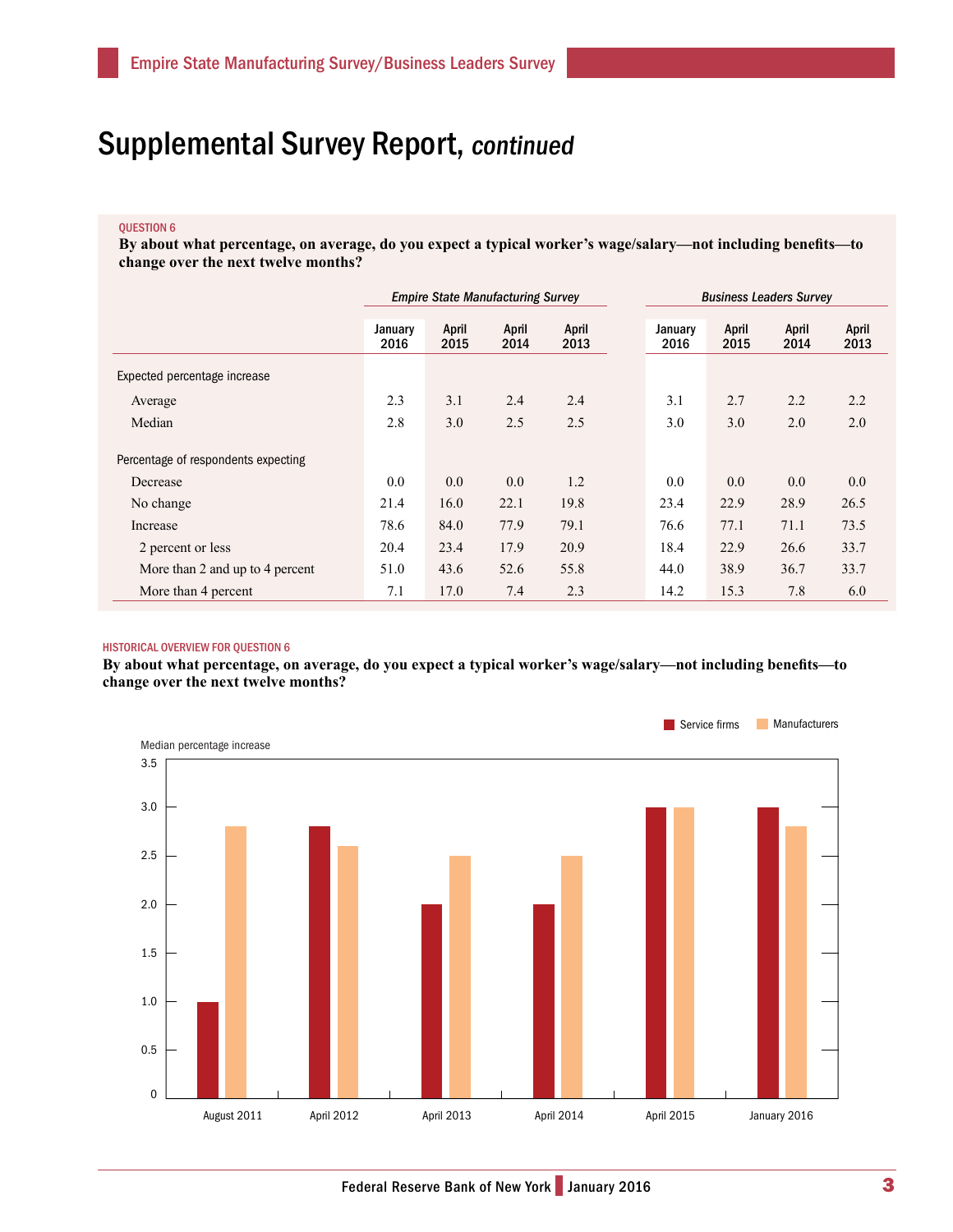## Supplemental Survey Report, *continued*

QUESTION 6

**By about what percentage, on average, do you expect a typical worker's wage/salary—not including benefits—to change over the next twelve months?**

| | *Empire State Manufacturing Survey* | | | | *Business Leaders Survey* | | | |
|---|---|---|---|---|---|---|---|---|
| | January 2016 | April 2015 | April 2014 | April 2013 | January 2016 | April 2015 | April 2014 | April 2013 |
| Expected percentage increase | | | | | | | | |
| Average | 2.3 | 3.1 | 2.4 | 2.4 | 3.1 | 2.7 | 2.2 | 2.2 |
| Median | 2.8 | 3.0 | 2.5 | 2.5 | 3.0 | 3.0 | 2.0 | 2.0 |
| Percentage of respondents expecting | | | | | | | | |
| Decrease | 0.0 | 0.0 | 0.0 | 1.2 | 0.0 | 0.0 | 0.0 | 0.0 |
| No change | 21.4 | 16.0 | 22.1 | 19.8 | 23.4 | 22.9 | 28.9 | 26.5 |
| Increase | 78.6 | 84.0 | 77.9 | 79.1 | 76.6 | 77.1 | 71.1 | 73.5 |
| 2 percent or less | 20.4 | 23.4 | 17.9 | 20.9 | 18.4 | 22.9 | 26.6 | 33.7 |
| More than 2 and up to 4 percent | 51.0 | 43.6 | 52.6 | 55.8 | 44.0 | 38.9 | 36.7 | 33.7 |
| More than 4 percent | 7.1 | 17.0 | 7.4 | 2.3 | 14.2 | 15.3 | 7.8 | 6.0 |

HISTORICAL OVERVIEW FOR QUESTION 6

**By about what percentage, on average, do you expect a typical worker's wage/salary—not including benefits—to change over the next twelve months?**

Service firms
Manufacturers

Median percentage increase

3.5
3.0
2.5
2.0
1.5
1.0
0.5
0

August 2011
April 2012
April 2013
April 2014
April 2015
January 2016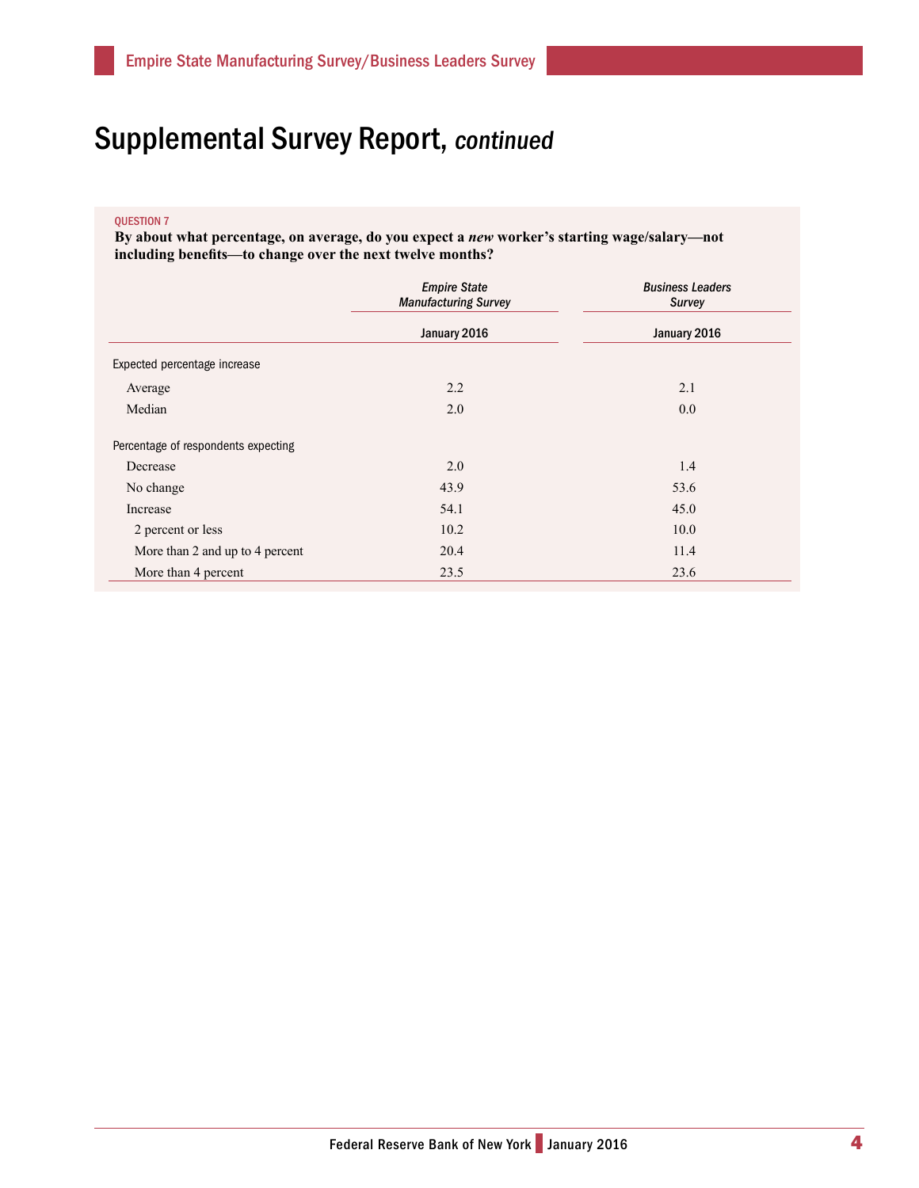# Supplemental Survey Report, *continued*

QUESTION 7

**By about what percentage, on average, do you expect a *new* worker's starting wage/salary—not including benefits—to change over the next twelve months?**

| | *Empire State Manufacturing Survey* | *Business Leaders Survey* |
|---|---|---|
| | January 2016 | January 2016 |
| Expected percentage increase | | |
| Average | 2.2 | 2.1 |
| Median | 2.0 | 0.0 |
| Percentage of respondents expecting | | |
| Decrease | 2.0 | 1.4 |
| No change | 43.9 | 53.6 |
| Increase | 54.1 | 45.0 |
| 2 percent or less | 10.2 | 10.0 |
| More than 2 and up to 4 percent | 20.4 | 11.4 |
| More than 4 percent | 23.5 | 23.6 |